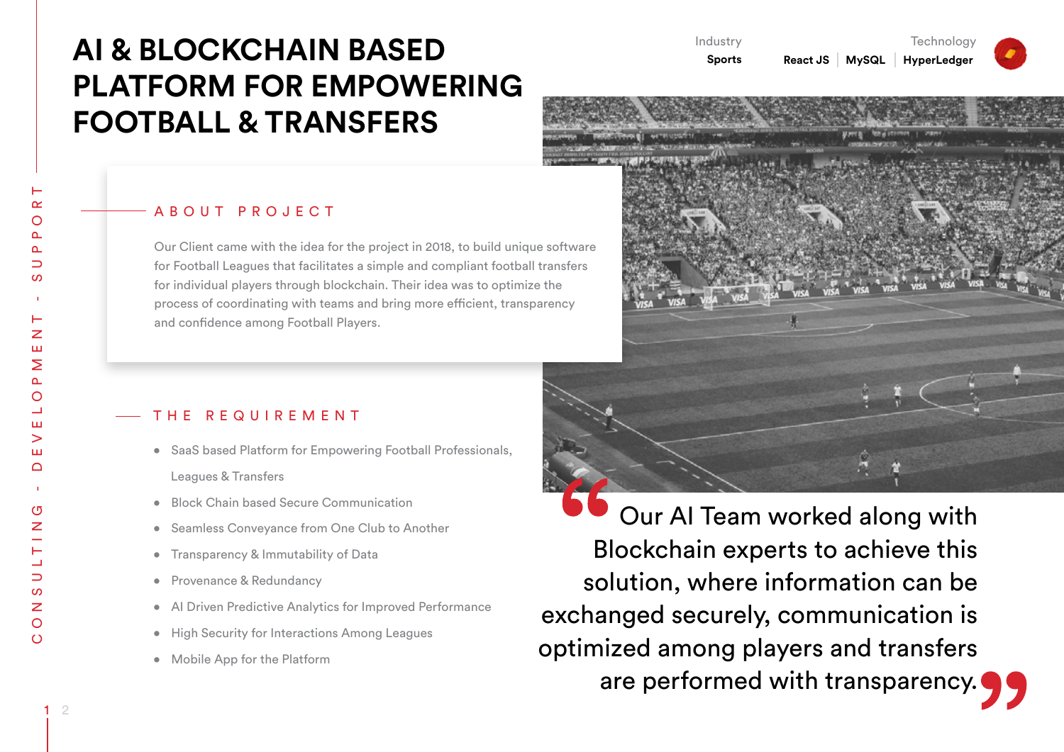# AI & BLOCKCHAIN BASED PLATFORM FOR EMPOWERING FOOTBALL & TRANSFERS

Industry
**Sports**

Technology
**React JS | MySQL | HyperLedger**

## ABOUT PROJECT

Our Client came with the idea for the project in 2018, to build unique software for Football Leagues that facilitates a simple and compliant football transfers for individual players through blockchain. Their idea was to optimize the process of coordinating with teams and bring more efficient, transparency and confidence among Football Players.

## THE REQUIREMENT

- SaaS based Platform for Empowering Football Professionals, Leagues & Transfers
- Block Chain based Secure Communication
- Seamless Conveyance from One Club to Another
- Transparency & Immutability of Data
- Provenance & Redundancy
- AI Driven Predictive Analytics for Improved Performance
- High Security for Interactions Among Leagues
- Mobile App for the Platform

> "Our AI Team worked along with Blockchain experts to achieve this solution, where information can be exchanged securely, communication is optimized among players and transfers are performed with transparency."

CONSULTING - DEVELOPMENT - SUPPORT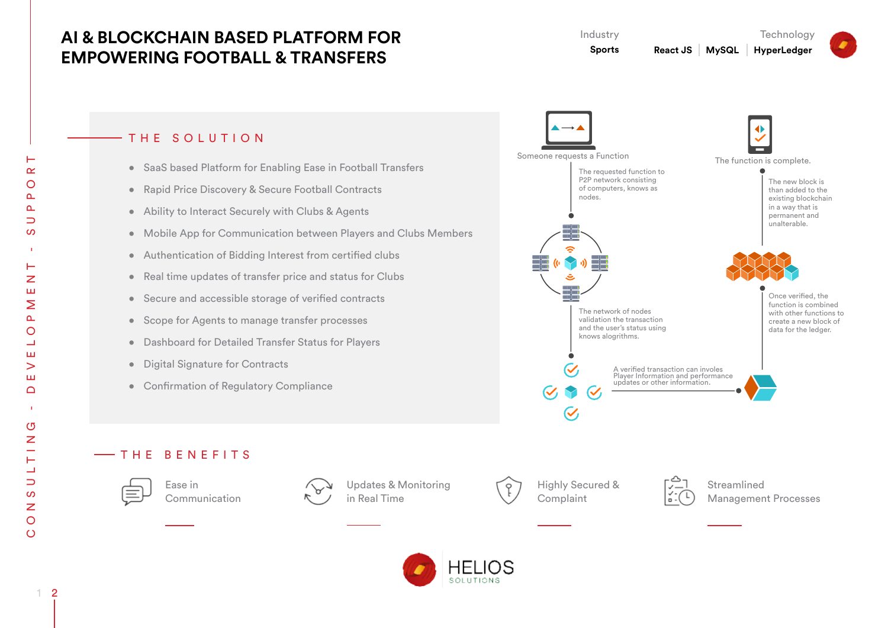# AI & BLOCKCHAIN BASED PLATFORM FOR EMPOWERING FOOTBALL & TRANSFERS

Industry
**Sports**

Technology
**React JS | MySQL | HyperLedger**

## THE SOLUTION

- SaaS based Platform for Enabling Ease in Football Transfers
- Rapid Price Discovery & Secure Football Contracts
- Ability to Interact Securely with Clubs & Agents
- Mobile App for Communication between Players and Clubs Members
- Authentication of Bidding Interest from certified clubs
- Real time updates of transfer price and status for Clubs
- Secure and accessible storage of verified contracts
- Scope for Agents to manage transfer processes
- Dashboard for Detailed Transfer Status for Players
- Digital Signature for Contracts
- Confirmation of Regulatory Compliance

Someone requests a Function

The requested function to P2P network consisting of computers, knows as nodes.

The network of nodes validation the transaction and the user's status using knows alogrithms.

A verified transaction can involes Player Information and performance updates or other information.

Once verified, the function is combined with other functions to create a new block of data for the ledger.

The new block is than added to the existing blockchain in a way that is permanent and unalterable.

The function is complete.

## THE BENEFITS

Ease in Communication

Updates & Monitoring in Real Time

Highly Secured & Complaint

Streamlined Management Processes

CONSULTING - DEVELOPMENT - SUPPORT

HELIOS SOLUTIONS